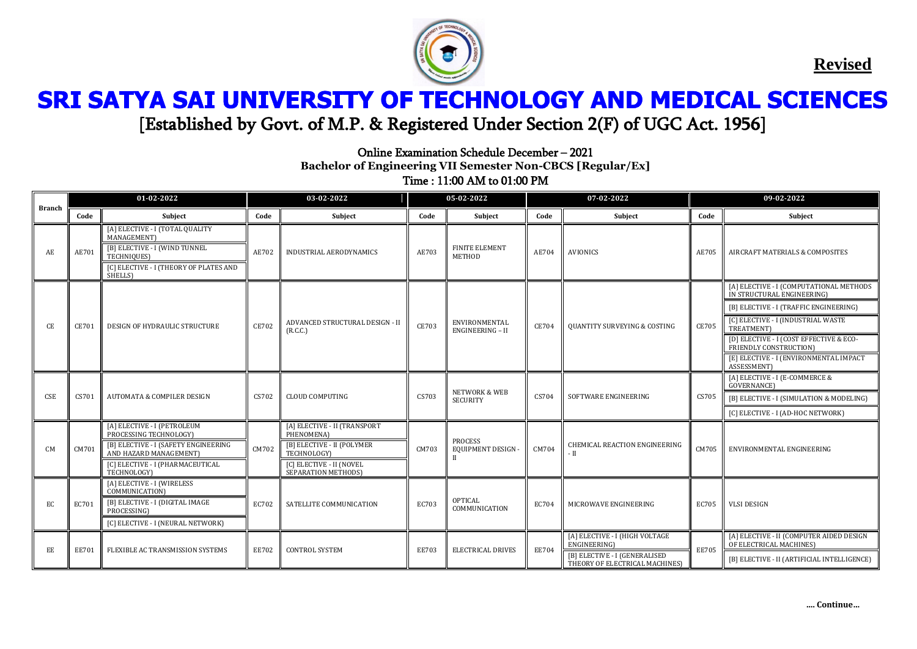**Revised**

# SRI SATYA SAI UNIVERSITY OF TECHNOLOGY AND MEDICAL SCIENCES

## [Established by Govt. of M.P. & Registered Under Section 2(F) of UGC Act. 1956]

Online Examination Schedule December – 2021

**Bachelor of Engineering VII Semester Non-CBCS [Regular/Ex]**

Time : 11:00 AM to 01:00 PM

| Branch | 01-02-2022 | | 03-02-2022 | | 05-02-2022 | | 07-02-2022 | | 09-02-2022 | |
|---|---|---|---|---|---|---|---|---|---|---|
| | Code | Subject | Code | Subject | Code | Subject | Code | Subject | Code | Subject |
| AE | AE701 | [A] ELECTIVE - I (TOTAL QUALITY MANAGEMENT)<br>[B] ELECTIVE - I (WIND TUNNEL TECHNIQUES)<br>[C] ELECTIVE - I (THEORY OF PLATES AND SHELLS) | AE702 | INDUSTRIAL AERODYNAMICS | AE703 | FINITE ELEMENT METHOD | AE704 | AVIONICS | AE705 | AIRCRAFT MATERIALS & COMPOSITES |
| CE | CE701 | DESIGN OF HYDRAULIC STRUCTURE | CE702 | ADVANCED STRUCTURAL DESIGN - II (R.C.C.) | CE703 | ENVIRONMENTAL ENGINEERING – II | CE704 | QUANTITY SURVEYING & COSTING | CE705 | [A] ELECTIVE - I (COMPUTATIONAL METHODS IN STRUCTURAL ENGINEERING)<br>[B] ELECTIVE - I (TRAFFIC ENGINEERING)<br>[C] ELECTIVE - I (INDUSTRIAL WASTE TREATMENT)<br>[D] ELECTIVE - I (COST EFFECTIVE & ECO-FRIENDLY CONSTRUCTION)<br>[E] ELECTIVE - I (ENVIRONMENTAL IMPACT ASSESSMENT) |
| CSE | CS701 | AUTOMATA & COMPILER DESIGN | CS702 | CLOUD COMPUTING | CS703 | NETWORK & WEB SECURITY | CS704 | SOFTWARE ENGINEERING | CS705 | [A] ELECTIVE - I (E-COMMERCE & GOVERNANCE)<br>[B] ELECTIVE - I (SIMULATION & MODELING)<br>[C] ELECTIVE - I (AD-HOC NETWORK) |
| CM | CM701 | [A] ELECTIVE - I (PETROLEUM PROCESSING TECHNOLOGY)<br>[B] ELECTIVE - I (SAFETY ENGINEERING AND HAZARD MANAGEMENT)<br>[C] ELECTIVE - I (PHARMACEUTICAL TECHNOLOGY) | CM702 | [A] ELECTIVE - II (TRANSPORT PHENOMENA)<br>[B] ELECTIVE - II (POLYMER TECHNOLOGY)<br>[C] ELECTIVE - II (NOVEL SEPARATION METHODS) | CM703 | PROCESS EQUIPMENT DESIGN - II | CM704 | CHEMICAL REACTION ENGINEERING - II | CM705 | ENVIRONMENTAL ENGINEERING |
| EC | EC701 | [A] ELECTIVE - I (WIRELESS COMMUNICATION)<br>[B] ELECTIVE - I (DIGITAL IMAGE PROCESSING)<br>[C] ELECTIVE - I (NEURAL NETWORK) | EC702 | SATELLITE COMMUNICATION | EC703 | OPTICAL COMMUNICATION | EC704 | MICROWAVE ENGINEERING | EC705 | VLSI DESIGN |
| EE | EE701 | FLEXIBLE AC TRANSMISSION SYSTEMS | EE702 | CONTROL SYSTEM | EE703 | ELECTRICAL DRIVES | EE704 | [A] ELECTIVE - I (HIGH VOLTAGE ENGINEERING)<br>[B] ELECTIVE - I (GENERALISED THEORY OF ELECTRICAL MACHINES) | EE705 | [A] ELECTIVE - II (COMPUTER AIDED DESIGN OF ELECTRICAL MACHINES)<br>[B] ELECTIVE - II (ARTIFICIAL INTELLIGENCE) |

**.... Continue...**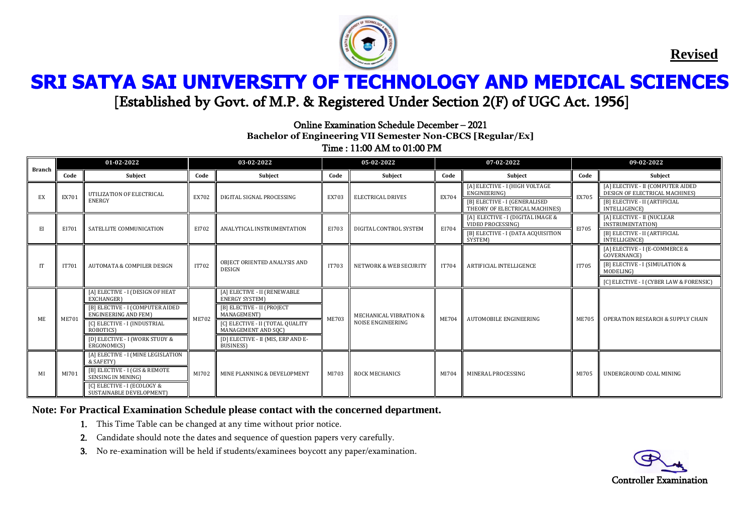**Revised**

# SRI SATYA SAI UNIVERSITY OF TECHNOLOGY AND MEDICAL SCIENCES

## [Established by Govt. of M.P. & Registered Under Section 2(F) of UGC Act. 1956]

### Online Examination Schedule December – 2021

**Bachelor of Engineering VII Semester Non-CBCS [Regular/Ex]**

**Time : 11:00 AM to 01:00 PM**

| Branch | 01-02-2022 | | 03-02-2022 | | 05-02-2022 | | 07-02-2022 | | 09-02-2022 | |
|---|---|---|---|---|---|---|---|---|---|---|
| | Code | Subject | Code | Subject | Code | Subject | Code | Subject | Code | Subject |
| EX | EX701 | UTILIZATION OF ELECTRICAL ENERGY | EX702 | DIGITAL SIGNAL PROCESSING | EX703 | ELECTRICAL DRIVES | EX704 | [A] ELECTIVE - I (HIGH VOLTAGE ENGINEERING)<br>[B] ELECTIVE - I (GENERALISED THEORY OF ELECTRICAL MACHINES) | EX705 | [A] ELECTIVE - II (COMPUTER AIDED DESIGN OF ELECTRICAL MACHINES)<br>[B] ELECTIVE - II (ARTIFICIAL INTELLIGENCE) |
| EI | EI701 | SATELLITE COMMUNICATION | EI702 | ANALYTICAL INSTRUMENTATION | EI703 | DIGITAL CONTROL SYSTEM | EI704 | [A] ELECTIVE - I (DIGITAL IMAGE & VIDEO PROCESSING)<br>[B] ELECTIVE - I (DATA ACQUISITION SYSTEM) | EI705 | [A] ELECTIVE - II (NUCLEAR INSTRUMENTATION)<br>[B] ELECTIVE - II (ARTIFICIAL INTELLIGENCE) |
| IT | IT701 | AUTOMATA & COMPILER DESIGN | IT702 | OBJECT ORIENTED ANALYSIS AND DESIGN | IT703 | NETWORK & WEB SECURITY | IT704 | ARTIFICIAL INTELLIGENCE | IT705 | [A] ELECTIVE - I (E-COMMERCE & GOVERNANCE)<br>[B] ELECTIVE - I (SIMULATION & MODELING)<br>[C] ELECTIVE - I (CYBER LAW & FORENSIC) |
| ME | ME701 | [A] ELECTIVE - I (DESIGN OF HEAT EXCHANGER)<br>[B] ELECTIVE - I (COMPUTER AIDED ENGINEERING AND FEM)<br>[C] ELECTIVE - I (INDUSTRIAL ROBOTICS)<br>[D] ELECTIVE - I (WORK STUDY & ERGONOMICS) | ME702 | [A] ELECTIVE - II (RENEWABLE ENERGY SYSTEM)<br>[B] ELECTIVE - II (PROJECT MANAGEMENT)<br>[C] ELECTIVE - II (TOTAL QUALITY MANAGEMENT AND SQC)<br>[D] ELECTIVE - II (MIS, ERP AND E-BUSINESS) | ME703 | MECHANICAL VIBRATION & NOISE ENGINEERING | ME704 | AUTOMOBILE ENGINEERING | ME705 | OPERATION RESEARCH & SUPPLY CHAIN |
| MI | MI701 | [A] ELECTIVE - I (MINE LEGISLATION & SAFETY)<br>[B] ELECTIVE - I (GIS & REMOTE SENSING IN MINING)<br>[C] ELECTIVE - I (ECOLOGY & SUSTAINABLE DEVELOPMENT) | MI702 | MINE PLANNING & DEVELOPMENT | MI703 | ROCK MECHANICS | MI704 | MINERAL PROCESSING | MI705 | UNDERGROUND COAL MINING |

**Note: For Practical Examination Schedule please contact with the concerned department.**

1. This Time Table can be changed at any time without prior notice.
2. Candidate should note the dates and sequence of question papers very carefully.
3. No re-examination will be held if students/examinees boycott any paper/examination.

Controller Examination